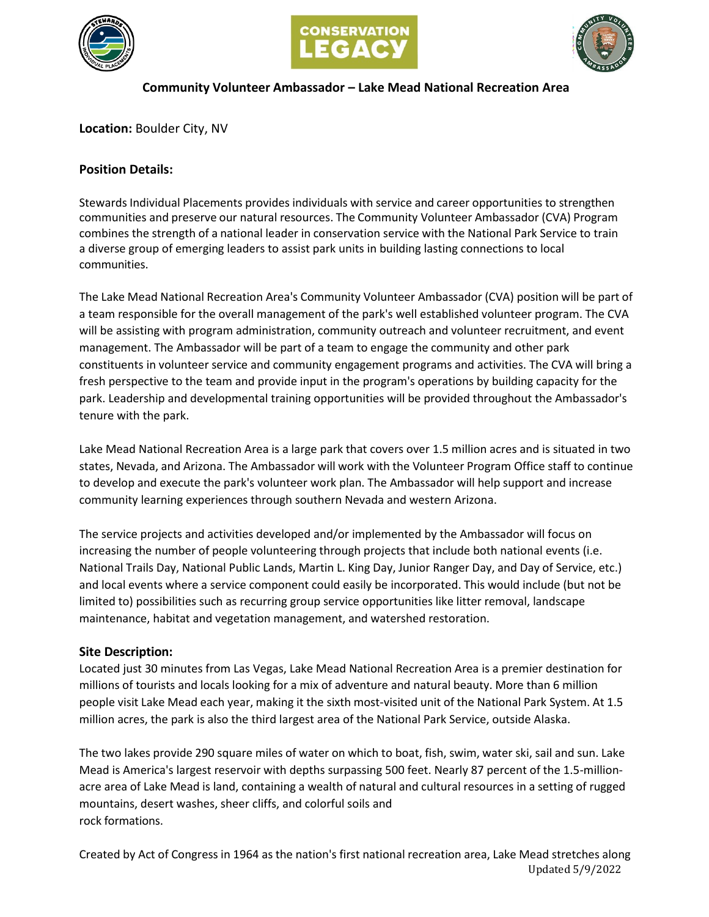# Community Volunteer Ambassador – Lake Mead National Recreation Area

**Location:** Boulder City, NV

## Position Details:

Stewards Individual Placements provides individuals with service and career opportunities to strengthen communities and preserve our natural resources. The Community Volunteer Ambassador (CVA) Program combines the strength of a national leader in conservation service with the National Park Service to train a diverse group of emerging leaders to assist park units in building lasting connections to local communities.

The Lake Mead National Recreation Area's Community Volunteer Ambassador (CVA) position will be part of a team responsible for the overall management of the park's well established volunteer program. The CVA will be assisting with program administration, community outreach and volunteer recruitment, and event management. The Ambassador will be part of a team to engage the community and other park constituents in volunteer service and community engagement programs and activities. The CVA will bring a fresh perspective to the team and provide input in the program's operations by building capacity for the park. Leadership and developmental training opportunities will be provided throughout the Ambassador's tenure with the park.

Lake Mead National Recreation Area is a large park that covers over 1.5 million acres and is situated in two states, Nevada, and Arizona. The Ambassador will work with the Volunteer Program Office staff to continue to develop and execute the park's volunteer work plan. The Ambassador will help support and increase community learning experiences through southern Nevada and western Arizona.

The service projects and activities developed and/or implemented by the Ambassador will focus on increasing the number of people volunteering through projects that include both national events (i.e. National Trails Day, National Public Lands, Martin L. King Day, Junior Ranger Day, and Day of Service, etc.) and local events where a service component could easily be incorporated. This would include (but not be limited to) possibilities such as recurring group service opportunities like litter removal, landscape maintenance, habitat and vegetation management, and watershed restoration.

## Site Description:

Located just 30 minutes from Las Vegas, Lake Mead National Recreation Area is a premier destination for millions of tourists and locals looking for a mix of adventure and natural beauty. More than 6 million people visit Lake Mead each year, making it the sixth most-visited unit of the National Park System. At 1.5 million acres, the park is also the third largest area of the National Park Service, outside Alaska.

The two lakes provide 290 square miles of water on which to boat, fish, swim, water ski, sail and sun. Lake Mead is America's largest reservoir with depths surpassing 500 feet. Nearly 87 percent of the 1.5-million-acre area of Lake Mead is land, containing a wealth of natural and cultural resources in a setting of rugged mountains, desert washes, sheer cliffs, and colorful soils and rock formations.

Created by Act of Congress in 1964 as the nation's first national recreation area, Lake Mead stretches along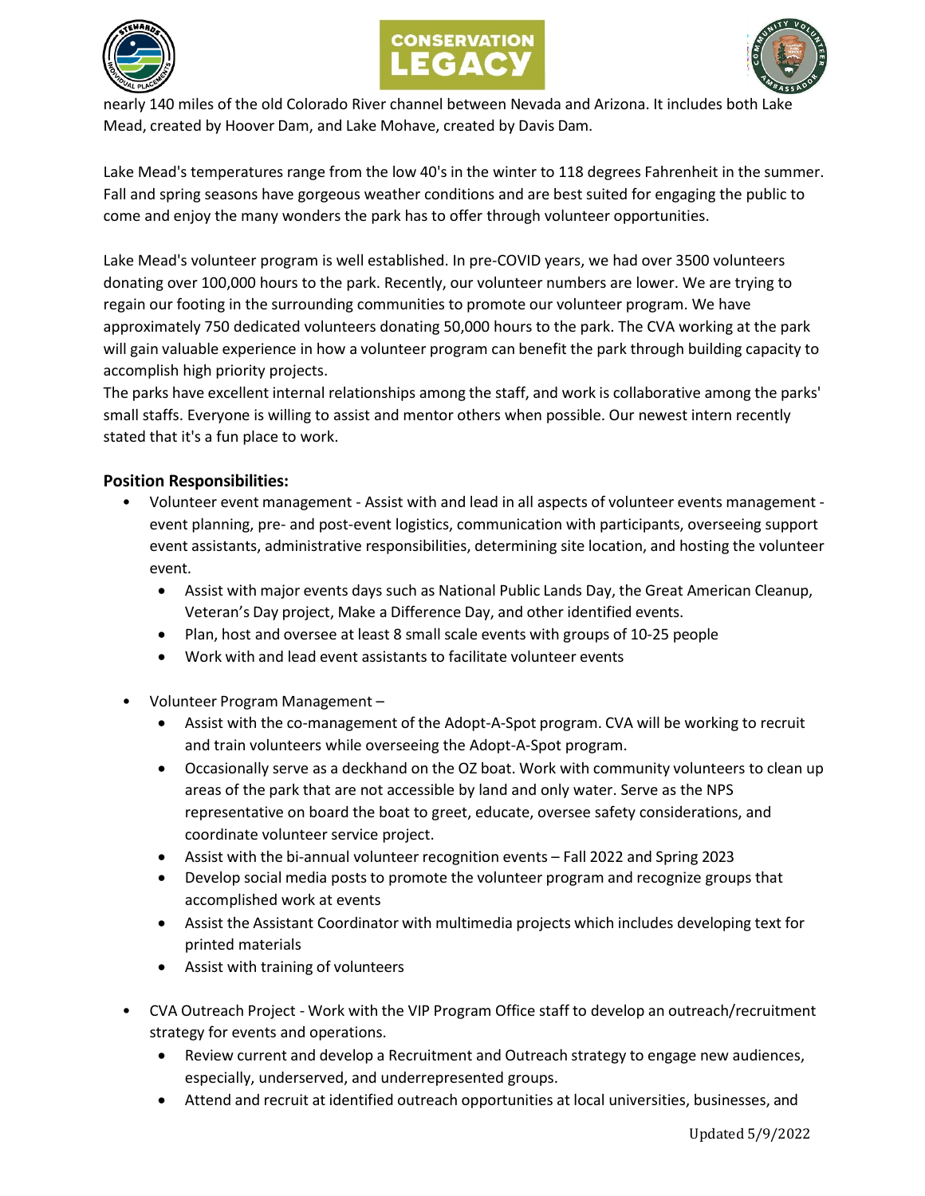nearly 140 miles of the old Colorado River channel between Nevada and Arizona. It includes both Lake Mead, created by Hoover Dam, and Lake Mohave, created by Davis Dam.

Lake Mead's temperatures range from the low 40's in the winter to 118 degrees Fahrenheit in the summer. Fall and spring seasons have gorgeous weather conditions and are best suited for engaging the public to come and enjoy the many wonders the park has to offer through volunteer opportunities.

Lake Mead's volunteer program is well established. In pre-COVID years, we had over 3500 volunteers donating over 100,000 hours to the park. Recently, our volunteer numbers are lower. We are trying to regain our footing in the surrounding communities to promote our volunteer program. We have approximately 750 dedicated volunteers donating 50,000 hours to the park. The CVA working at the park will gain valuable experience in how a volunteer program can benefit the park through building capacity to accomplish high priority projects.
The parks have excellent internal relationships among the staff, and work is collaborative among the parks' small staffs. Everyone is willing to assist and mentor others when possible. Our newest intern recently stated that it's a fun place to work.

**Position Responsibilities:**

- Volunteer event management - Assist with and lead in all aspects of volunteer events management - event planning, pre- and post-event logistics, communication with participants, overseeing support event assistants, administrative responsibilities, determining site location, and hosting the volunteer event.
  - Assist with major events days such as National Public Lands Day, the Great American Cleanup, Veteran's Day project, Make a Difference Day, and other identified events.
  - Plan, host and oversee at least 8 small scale events with groups of 10-25 people
  - Work with and lead event assistants to facilitate volunteer events

- Volunteer Program Management –
  - Assist with the co-management of the Adopt-A-Spot program. CVA will be working to recruit and train volunteers while overseeing the Adopt-A-Spot program.
  - Occasionally serve as a deckhand on the OZ boat. Work with community volunteers to clean up areas of the park that are not accessible by land and only water. Serve as the NPS representative on board the boat to greet, educate, oversee safety considerations, and coordinate volunteer service project.
  - Assist with the bi-annual volunteer recognition events – Fall 2022 and Spring 2023
  - Develop social media posts to promote the volunteer program and recognize groups that accomplished work at events
  - Assist the Assistant Coordinator with multimedia projects which includes developing text for printed materials
  - Assist with training of volunteers

- CVA Outreach Project - Work with the VIP Program Office staff to develop an outreach/recruitment strategy for events and operations.
  - Review current and develop a Recruitment and Outreach strategy to engage new audiences, especially, underserved, and underrepresented groups.
  - Attend and recruit at identified outreach opportunities at local universities, businesses, and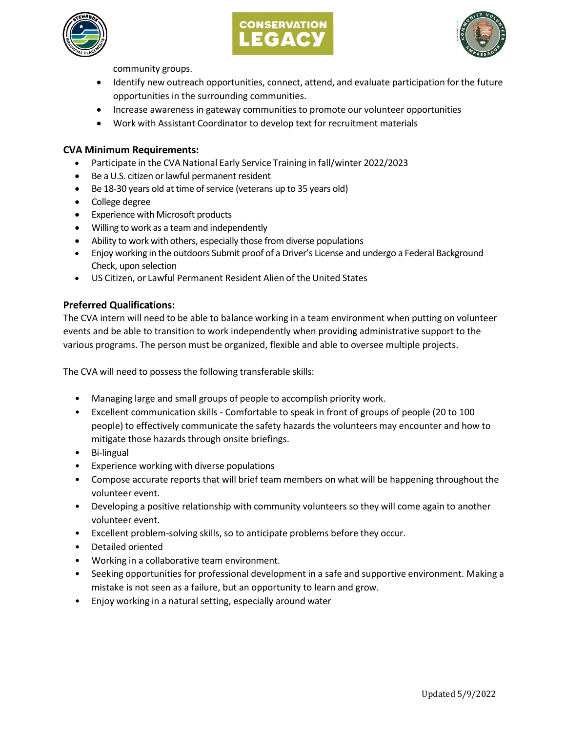community groups.

- Identify new outreach opportunities, connect, attend, and evaluate participation for the future opportunities in the surrounding communities.
- Increase awareness in gateway communities to promote our volunteer opportunities
- Work with Assistant Coordinator to develop text for recruitment materials

**CVA Minimum Requirements:**

- Participate in the CVA National Early Service Training in fall/winter 2022/2023
- Be a U.S. citizen or lawful permanent resident
- Be 18-30 years old at time of service (veterans up to 35 years old)
- College degree
- Experience with Microsoft products
- Willing to work as a team and independently
- Ability to work with others, especially those from diverse populations
- Enjoy working in the outdoors Submit proof of a Driver's License and undergo a Federal Background Check, upon selection
- US Citizen, or Lawful Permanent Resident Alien of the United States

**Preferred Qualifications:**

The CVA intern will need to be able to balance working in a team environment when putting on volunteer events and be able to transition to work independently when providing administrative support to the various programs. The person must be organized, flexible and able to oversee multiple projects.

The CVA will need to possess the following transferable skills:

- Managing large and small groups of people to accomplish priority work.
- Excellent communication skills - Comfortable to speak in front of groups of people (20 to 100 people) to effectively communicate the safety hazards the volunteers may encounter and how to mitigate those hazards through onsite briefings.
- Bi-lingual
- Experience working with diverse populations
- Compose accurate reports that will brief team members on what will be happening throughout the volunteer event.
- Developing a positive relationship with community volunteers so they will come again to another volunteer event.
- Excellent problem-solving skills, so to anticipate problems before they occur.
- Detailed oriented
- Working in a collaborative team environment.
- Seeking opportunities for professional development in a safe and supportive environment. Making a mistake is not seen as a failure, but an opportunity to learn and grow.
- Enjoy working in a natural setting, especially around water

Updated 5/9/2022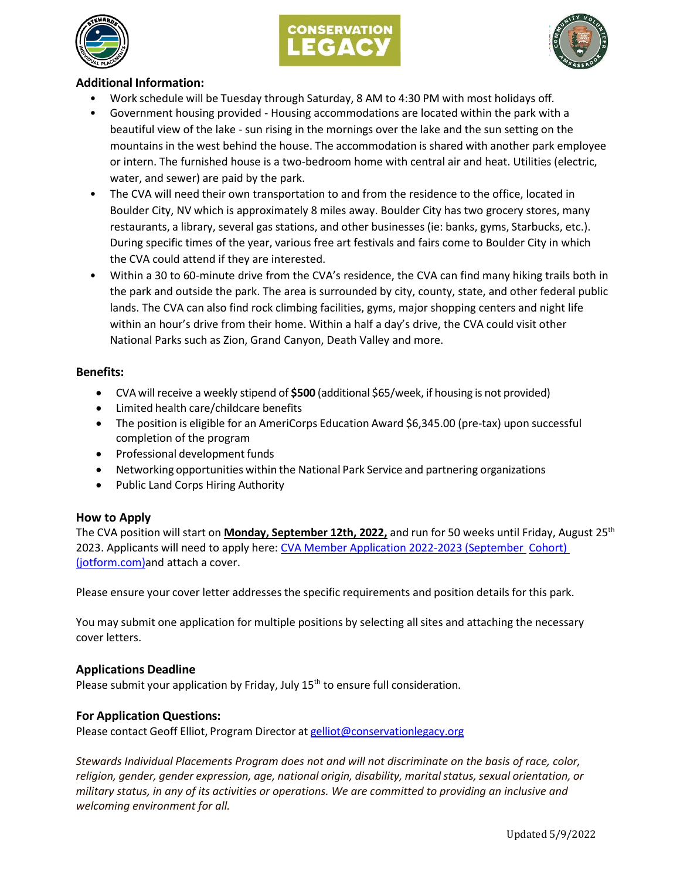## Additional Information:

- Work schedule will be Tuesday through Saturday, 8 AM to 4:30 PM with most holidays off.
- Government housing provided - Housing accommodations are located within the park with a beautiful view of the lake - sun rising in the mornings over the lake and the sun setting on the mountains in the west behind the house. The accommodation is shared with another park employee or intern. The furnished house is a two-bedroom home with central air and heat. Utilities (electric, water, and sewer) are paid by the park.
- The CVA will need their own transportation to and from the residence to the office, located in Boulder City, NV which is approximately 8 miles away. Boulder City has two grocery stores, many restaurants, a library, several gas stations, and other businesses (ie: banks, gyms, Starbucks, etc.). During specific times of the year, various free art festivals and fairs come to Boulder City in which the CVA could attend if they are interested.
- Within a 30 to 60-minute drive from the CVA's residence, the CVA can find many hiking trails both in the park and outside the park. The area is surrounded by city, county, state, and other federal public lands. The CVA can also find rock climbing facilities, gyms, major shopping centers and night life within an hour's drive from their home. Within a half a day's drive, the CVA could visit other National Parks such as Zion, Grand Canyon, Death Valley and more.

## Benefits:

- CVA will receive a weekly stipend of **$500** (additional $65/week, if housing is not provided)
- Limited health care/childcare benefits
- The position is eligible for an AmeriCorps Education Award $6,345.00 (pre-tax) upon successful completion of the program
- Professional development funds
- Networking opportunities within the National Park Service and partnering organizations
- Public Land Corps Hiring Authority

## How to Apply

The CVA position will start on **Monday, September 12th, 2022,** and run for 50 weeks until Friday, August 25th 2023. Applicants will need to apply here: CVA Member Application 2022-2023 (September Cohort) (jotform.com)and attach a cover.

Please ensure your cover letter addresses the specific requirements and position details for this park.

You may submit one application for multiple positions by selecting all sites and attaching the necessary cover letters.

## Applications Deadline

Please submit your application by Friday, July 15th to ensure full consideration.

## For Application Questions:

Please contact Geoff Elliot, Program Director at gelliot@conservationlegacy.org

*Stewards Individual Placements Program does not and will not discriminate on the basis of race, color, religion, gender, gender expression, age, national origin, disability, marital status, sexual orientation, or military status, in any of its activities or operations. We are committed to providing an inclusive and welcoming environment for all.*

Updated 5/9/2022